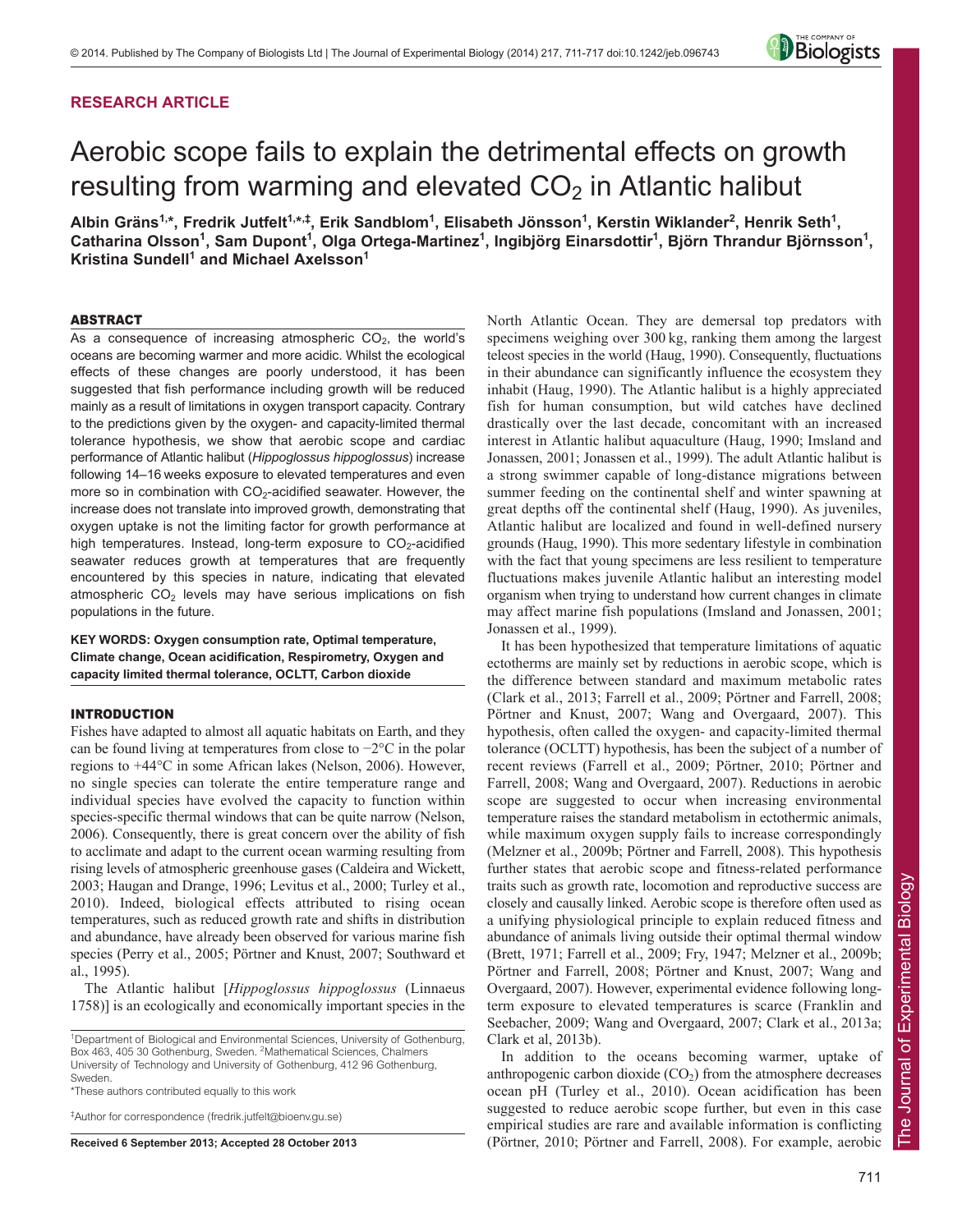RESEARCH ARTICLE

# Aerobic scope fails to explain the detrimental effects on growth resulting from warming and elevated $CO_2$ in Atlantic halibut

**Albin Gräns[1,*], Fredrik Jutfelt[1,*,‡], Erik Sandblom[1], Elisabeth Jönsson[1], Kerstin Wiklander[2], Henrik Seth[1], Catharina Olsson[1], Sam Dupont[1], Olga Ortega-Martinez[1], Ingibjörg Einarsdottir[1], Björn Thrandur Björnsson[1], Kristina Sundell[1] and Michael Axelsson[1]**

## ABSTRACT

As a consequence of increasing atmospheric $CO_2$, the world's oceans are becoming warmer and more acidic. Whilst the ecological effects of these changes are poorly understood, it has been suggested that fish performance including growth will be reduced mainly as a result of limitations in oxygen transport capacity. Contrary to the predictions given by the oxygen- and capacity-limited thermal tolerance hypothesis, we show that aerobic scope and cardiac performance of Atlantic halibut (*Hippoglossus hippoglossus*) increase following 14–16 weeks exposure to elevated temperatures and even more so in combination with $CO_2$-acidified seawater. However, the increase does not translate into improved growth, demonstrating that oxygen uptake is not the limiting factor for growth performance at high temperatures. Instead, long-term exposure to $CO_2$-acidified seawater reduces growth at temperatures that are frequently encountered by this species in nature, indicating that elevated atmospheric $CO_2$ levels may have serious implications on fish populations in the future.

**KEY WORDS: Oxygen consumption rate, Optimal temperature, Climate change, Ocean acidification, Respirometry, Oxygen and capacity limited thermal tolerance, OCLTT, Carbon dioxide**

## INTRODUCTION

Fishes have adapted to almost all aquatic habitats on Earth, and they can be found living at temperatures from close to −2°C in the polar regions to +44°C in some African lakes (Nelson, 2006). However, no single species can tolerate the entire temperature range and individual species have evolved the capacity to function within species-specific thermal windows that can be quite narrow (Nelson, 2006). Consequently, there is great concern over the ability of fish to acclimate and adapt to the current ocean warming resulting from rising levels of atmospheric greenhouse gases (Caldeira and Wickett, 2003; Haugan and Drange, 1996; Levitus et al., 2000; Turley et al., 2010). Indeed, biological effects attributed to rising ocean temperatures, such as reduced growth rate and shifts in distribution and abundance, have already been observed for various marine fish species (Perry et al., 2005; Pörtner and Knust, 2007; Southward et al., 1995).

The Atlantic halibut [*Hippoglossus hippoglossus* (Linnaeus 1758)] is an ecologically and economically important species in the North Atlantic Ocean. They are demersal top predators with specimens weighing over 300 kg, ranking them among the largest teleost species in the world (Haug, 1990). Consequently, fluctuations in their abundance can significantly influence the ecosystem they inhabit (Haug, 1990). The Atlantic halibut is a highly appreciated fish for human consumption, but wild catches have declined drastically over the last decade, concomitant with an increased interest in Atlantic halibut aquaculture (Haug, 1990; Imsland and Jonassen, 2001; Jonassen et al., 1999). The adult Atlantic halibut is a strong swimmer capable of long-distance migrations between summer feeding on the continental shelf and winter spawning at great depths off the continental shelf (Haug, 1990). As juveniles, Atlantic halibut are localized and found in well-defined nursery grounds (Haug, 1990). This more sedentary lifestyle in combination with the fact that young specimens are less resilient to temperature fluctuations makes juvenile Atlantic halibut an interesting model organism when trying to understand how current changes in climate may affect marine fish populations (Imsland and Jonassen, 2001; Jonassen et al., 1999).

It has been hypothesized that temperature limitations of aquatic ectotherms are mainly set by reductions in aerobic scope, which is the difference between standard and maximum metabolic rates (Clark et al., 2013; Farrell et al., 2009; Pörtner and Farrell, 2008; Pörtner and Knust, 2007; Wang and Overgaard, 2007). This hypothesis, often called the oxygen- and capacity-limited thermal tolerance (OCLTT) hypothesis, has been the subject of a number of recent reviews (Farrell et al., 2009; Pörtner, 2010; Pörtner and Farrell, 2008; Wang and Overgaard, 2007). Reductions in aerobic scope are suggested to occur when increasing environmental temperature raises the standard metabolism in ectothermic animals, while maximum oxygen supply fails to increase correspondingly (Melzner et al., 2009b; Pörtner and Farrell, 2008). This hypothesis further states that aerobic scope and fitness-related performance traits such as growth rate, locomotion and reproductive success are closely and causally linked. Aerobic scope is therefore often used as a unifying physiological principle to explain reduced fitness and abundance of animals living outside their optimal thermal window (Brett, 1971; Farrell et al., 2009; Fry, 1947; Melzner et al., 2009b; Pörtner and Farrell, 2008; Pörtner and Knust, 2007; Wang and Overgaard, 2007). However, experimental evidence following long-term exposure to elevated temperatures is scarce (Franklin and Seebacher, 2009; Wang and Overgaard, 2007; Clark et al., 2013a; Clark et al, 2013b).

In addition to the oceans becoming warmer, uptake of anthropogenic carbon dioxide ($CO_2$) from the atmosphere decreases ocean pH (Turley et al., 2010). Ocean acidification has been suggested to reduce aerobic scope further, but even in this case empirical studies are rare and available information is conflicting (Pörtner, 2010; Pörtner and Farrell, 2008). For example, aerobic

[1]Department of Biological and Environmental Sciences, University of Gothenburg, Box 463, 405 30 Gothenburg, Sweden. [2]Mathematical Sciences, Chalmers University of Technology and University of Gothenburg, 412 96 Gothenburg, Sweden.

*These authors contributed equally to this work

‡Author for correspondence (fredrik.jutfelt@bioenv.gu.se)

**Received 6 September 2013; Accepted 28 October 2013**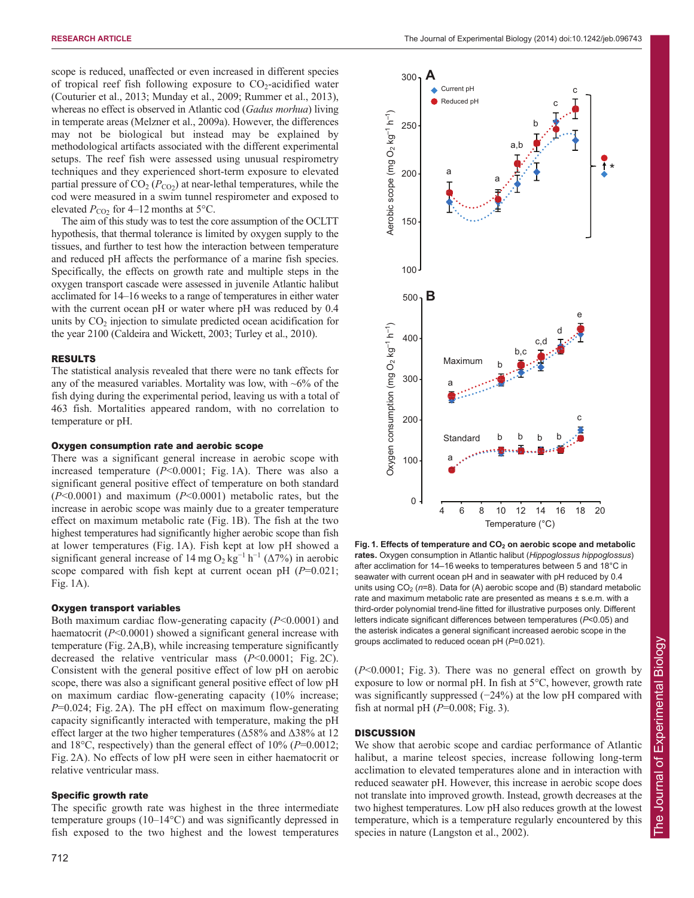scope is reduced, unaffected or even increased in different species of tropical reef fish following exposure to $CO_2$-acidified water (Couturier et al., 2013; Munday et al., 2009; Rummer et al., 2013), whereas no effect is observed in Atlantic cod (*Gadus morhua*) living in temperate areas (Melzner et al., 2009a). However, the differences may not be biological but instead may be explained by methodological artifacts associated with the different experimental setups. The reef fish were assessed using unusual respirometry techniques and they experienced short-term exposure to elevated partial pressure of $CO_2$ ($P_{CO_2}$) at near-lethal temperatures, while the cod were measured in a swim tunnel respirometer and exposed to elevated $P_{CO_2}$ for 4–12 months at 5°C.

The aim of this study was to test the core assumption of the OCLTT hypothesis, that thermal tolerance is limited by oxygen supply to the tissues, and further to test how the interaction between temperature and reduced pH affects the performance of a marine fish species. Specifically, the effects on growth rate and multiple steps in the oxygen transport cascade were assessed in juvenile Atlantic halibut acclimated for 14–16 weeks to a range of temperatures in either water with the current ocean pH or water where pH was reduced by 0.4 units by $CO_2$ injection to simulate predicted ocean acidification for the year 2100 (Caldeira and Wickett, 2003; Turley et al., 2010).

## RESULTS

The statistical analysis revealed that there were no tank effects for any of the measured variables. Mortality was low, with ~6% of the fish dying during the experimental period, leaving us with a total of 463 fish. Mortalities appeared random, with no correlation to temperature or pH.

### Oxygen consumption rate and aerobic scope

There was a significant general increase in aerobic scope with increased temperature ($P<0.0001$; Fig. 1A). There was also a significant general positive effect of temperature on both standard ($P<0.0001$) and maximum ($P<0.0001$) metabolic rates, but the increase in aerobic scope was mainly due to a greater temperature effect on maximum metabolic rate (Fig. 1B). The fish at the two highest temperatures had significantly higher aerobic scope than fish at lower temperatures (Fig. 1A). Fish kept at low pH showed a significant general increase of 14 mg $O_2$ $kg^{-1}$ $h^{-1}$ (Δ7%) in aerobic scope compared with fish kept at current ocean pH ($P=0.021$; Fig. 1A).

### Oxygen transport variables

Both maximum cardiac flow-generating capacity ($P<0.0001$) and haematocrit ($P<0.0001$) showed a significant general increase with temperature (Fig. 2A,B), while increasing temperature significantly decreased the relative ventricular mass ($P<0.0001$; Fig. 2C). Consistent with the general positive effect of low pH on aerobic scope, there was also a significant general positive effect of low pH on maximum cardiac flow-generating capacity (10% increase; $P=0.024$; Fig. 2A). The pH effect on maximum flow-generating capacity significantly interacted with temperature, making the pH effect larger at the two higher temperatures (Δ58% and Δ38% at 12 and 18°C, respectively) than the general effect of 10% ($P=0.0012$; Fig. 2A). No effects of low pH were seen in either haematocrit or relative ventricular mass.

### Specific growth rate

The specific growth rate was highest in the three intermediate temperature groups (10–14°C) and was significantly depressed in fish exposed to the two highest and the lowest temperatures ($P<0.0001$; Fig. 3). There was no general effect on growth by exposure to low or normal pH. In fish at 5°C, however, growth rate was significantly suppressed (−24%) at the low pH compared with fish at normal pH ($P=0.008$; Fig. 3).

**Fig. 1. Effects of temperature and $CO_2$ on aerobic scope and metabolic rates.** Oxygen consumption in Atlantic halibut (*Hippoglossus hippoglossus*) after acclimation for 14–16 weeks to temperatures between 5 and 18°C in seawater with current ocean pH and in seawater with pH reduced by 0.4 units using $CO_2$ ($n=8$). Data for (A) aerobic scope and (B) standard metabolic rate and maximum metabolic rate are presented as means ± s.e.m. with a third-order polynomial trend-line fitted for illustrative purposes only. Different letters indicate significant differences between temperatures ($P<0.05$) and the asterisk indicates a general significant increased aerobic scope in the groups acclimated to reduced ocean pH ($P=0.021$).

## DISCUSSION

We show that aerobic scope and cardiac performance of Atlantic halibut, a marine teleost species, increase following long-term acclimation to elevated temperatures alone and in interaction with reduced seawater pH. However, this increase in aerobic scope does not translate into improved growth. Instead, growth decreases at the two highest temperatures. Low pH also reduces growth at the lowest temperature, which is a temperature regularly encountered by this species in nature (Langston et al., 2002).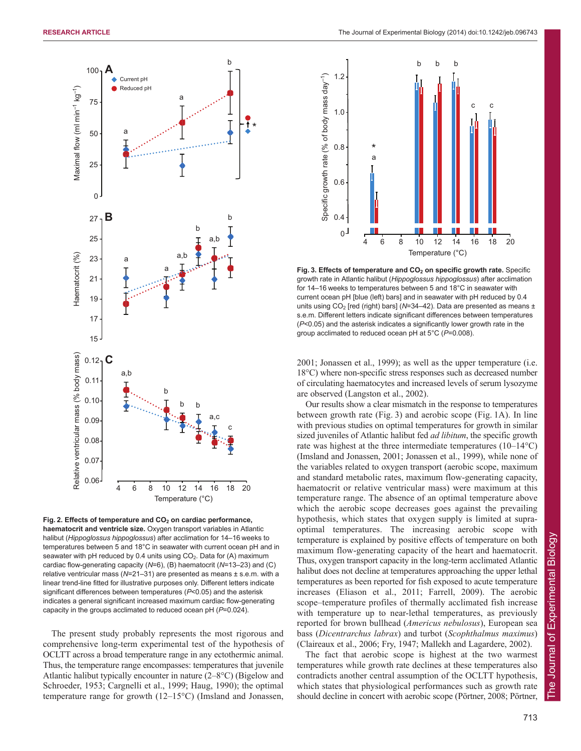**Fig. 2. Effects of temperature and $CO_2$ on cardiac performance, haematocrit and ventricle size.** Oxygen transport variables in Atlantic halibut (*Hippoglossus hippoglossus*) after acclimation for 14–16 weeks to temperatures between 5 and 18°C in seawater with current ocean pH and in seawater with pH reduced by 0.4 units using $CO_2$. Data for (A) maximum cardiac flow-generating capacity (*N*=6), (B) haematocrit (*N*=13–23) and (C) relative ventricular mass (*N*=21–31) are presented as means ± s.e.m. with a linear trend-line fitted for illustrative purposes only. Different letters indicate significant differences between temperatures ($P<0.05$) and the asterisk indicates a general significant increased maximum cardiac flow-generating capacity in the groups acclimated to reduced ocean pH ($P=0.024$).

**Fig. 3. Effects of temperature and $CO_2$ on specific growth rate.** Specific growth rate in Atlantic halibut (*Hippoglossus hippoglossus*) after acclimation for 14–16 weeks to temperatures between 5 and 18°C in seawater with current ocean pH [blue (left) bars] and in seawater with pH reduced by 0.4 units using $CO_2$ [red (right) bars] (*N*=34–42). Data are presented as means ± s.e.m. Different letters indicate significant differences between temperatures ($P<0.05$) and the asterisk indicates a significantly lower growth rate in the group acclimated to reduced ocean pH at 5°C ($P=0.008$).

The present study probably represents the most rigorous and comprehensive long-term experimental test of the hypothesis of OCLTT across a broad temperature range in any ectothermic animal. Thus, the temperature range encompasses: temperatures that juvenile Atlantic halibut typically encounter in nature (2–8°C) (Bigelow and Schroeder, 1953; Cargnelli et al., 1999; Haug, 1990); the optimal temperature range for growth (12–15°C) (Imsland and Jonassen, 2001; Jonassen et al., 1999); as well as the upper temperature (i.e. 18°C) where non-specific stress responses such as decreased number of circulating haematocytes and increased levels of serum lysozyme are observed (Langston et al., 2002).

Our results show a clear mismatch in the response to temperatures between growth rate (Fig. 3) and aerobic scope (Fig. 1A). In line with previous studies on optimal temperatures for growth in similar sized juveniles of Atlantic halibut fed *ad libitum*, the specific growth rate was highest at the three intermediate temperatures (10–14°C) (Imsland and Jonassen, 2001; Jonassen et al., 1999), while none of the variables related to oxygen transport (aerobic scope, maximum and standard metabolic rates, maximum flow-generating capacity, haematocrit or relative ventricular mass) were maximum at this temperature range. The absence of an optimal temperature above which the aerobic scope decreases goes against the prevailing hypothesis, which states that oxygen supply is limited at supra-optimal temperatures. The increasing aerobic scope with temperature is explained by positive effects of temperature on both maximum flow-generating capacity of the heart and haematocrit. Thus, oxygen transport capacity in the long-term acclimated Atlantic halibut does not decline at temperatures approaching the upper lethal temperatures as been reported for fish exposed to acute temperature increases (Eliason et al., 2011; Farrell, 2009). The aerobic scope–temperature profiles of thermally acclimated fish increase with temperature up to near-lethal temperatures, as previously reported for brown bullhead (*Americus nebulosus*), European sea bass (*Dicentrarchus labrax*) and turbot (*Scophthalmus maximus*) (Claireaux et al., 2006; Fry, 1947; Mallekh and Lagardere, 2002).

The fact that aerobic scope is highest at the two warmest temperatures while growth rate declines at these temperatures also contradicts another central assumption of the OCLTT hypothesis, which states that physiological performances such as growth rate should decline in concert with aerobic scope (Pörtner, 2008; Pörtner,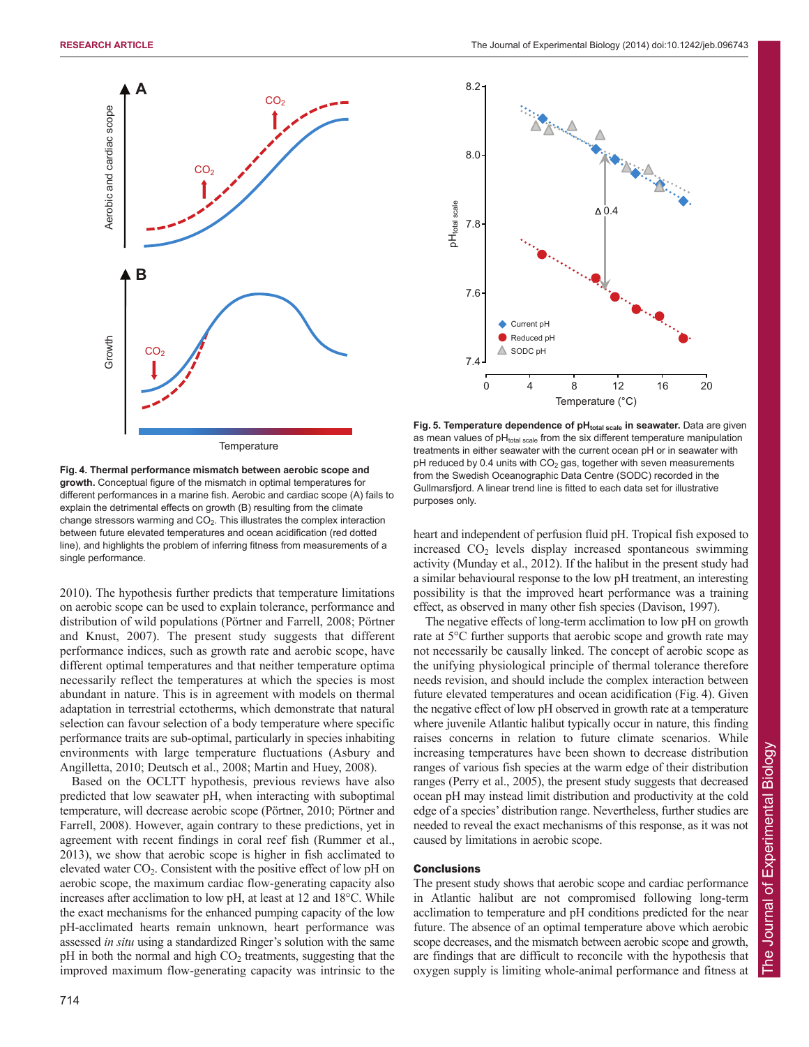**Fig. 4. Thermal performance mismatch between aerobic scope and growth.** Conceptual figure of the mismatch in optimal temperatures for different performances in a marine fish. Aerobic and cardiac scope (A) fails to explain the detrimental effects on growth (B) resulting from the climate change stressors warming and $CO_2$. This illustrates the complex interaction between future elevated temperatures and ocean acidification (red dotted line), and highlights the problem of inferring fitness from measurements of a single performance.

**Fig. 5. Temperature dependence of $pH_{total\ scale}$ in seawater.** Data are given as mean values of $pH_{total\ scale}$ from the six different temperature manipulation treatments in either seawater with the current ocean pH or in seawater with pH reduced by 0.4 units with $CO_2$ gas, together with seven measurements from the Swedish Oceanographic Data Centre (SODC) recorded in the Gullmarsfjord. A linear trend line is fitted to each data set for illustrative purposes only.

2010). The hypothesis further predicts that temperature limitations on aerobic scope can be used to explain tolerance, performance and distribution of wild populations (Pörtner and Farrell, 2008; Pörtner and Knust, 2007). The present study suggests that different performance indices, such as growth rate and aerobic scope, have different optimal temperatures and that neither temperature optima necessarily reflect the temperatures at which the species is most abundant in nature. This is in agreement with models on thermal adaptation in terrestrial ectotherms, which demonstrate that natural selection can favour selection of a body temperature where specific performance traits are sub-optimal, particularly in species inhabiting environments with large temperature fluctuations (Asbury and Angilletta, 2010; Deutsch et al., 2008; Martin and Huey, 2008).

Based on the OCLTT hypothesis, previous reviews have also predicted that low seawater pH, when interacting with suboptimal temperature, will decrease aerobic scope (Pörtner, 2010; Pörtner and Farrell, 2008). However, again contrary to these predictions, yet in agreement with recent findings in coral reef fish (Rummer et al., 2013), we show that aerobic scope is higher in fish acclimated to elevated water $CO_2$. Consistent with the positive effect of low pH on aerobic scope, the maximum cardiac flow-generating capacity also increases after acclimation to low pH, at least at 12 and 18°C. While the exact mechanisms for the enhanced pumping capacity of the low pH-acclimated hearts remain unknown, heart performance was assessed *in situ* using a standardized Ringer's solution with the same pH in both the normal and high $CO_2$ treatments, suggesting that the improved maximum flow-generating capacity was intrinsic to the heart and independent of perfusion fluid pH. Tropical fish exposed to increased $CO_2$ levels display increased spontaneous swimming activity (Munday et al., 2012). If the halibut in the present study had a similar behavioural response to the low pH treatment, an interesting possibility is that the improved heart performance was a training effect, as observed in many other fish species (Davison, 1997).

The negative effects of long-term acclimation to low pH on growth rate at 5°C further supports that aerobic scope and growth rate may not necessarily be causally linked. The concept of aerobic scope as the unifying physiological principle of thermal tolerance therefore needs revision, and should include the complex interaction between future elevated temperatures and ocean acidification (Fig. 4). Given the negative effect of low pH observed in growth rate at a temperature where juvenile Atlantic halibut typically occur in nature, this finding raises concerns in relation to future climate scenarios. While increasing temperatures have been shown to decrease distribution ranges of various fish species at the warm edge of their distribution ranges (Perry et al., 2005), the present study suggests that decreased ocean pH may instead limit distribution and productivity at the cold edge of a species' distribution range. Nevertheless, further studies are needed to reveal the exact mechanisms of this response, as it was not caused by limitations in aerobic scope.

## Conclusions

The present study shows that aerobic scope and cardiac performance in Atlantic halibut are not compromised following long-term acclimation to temperature and pH conditions predicted for the near future. The absence of an optimal temperature above which aerobic scope decreases, and the mismatch between aerobic scope and growth, are findings that are difficult to reconcile with the hypothesis that oxygen supply is limiting whole-animal performance and fitness at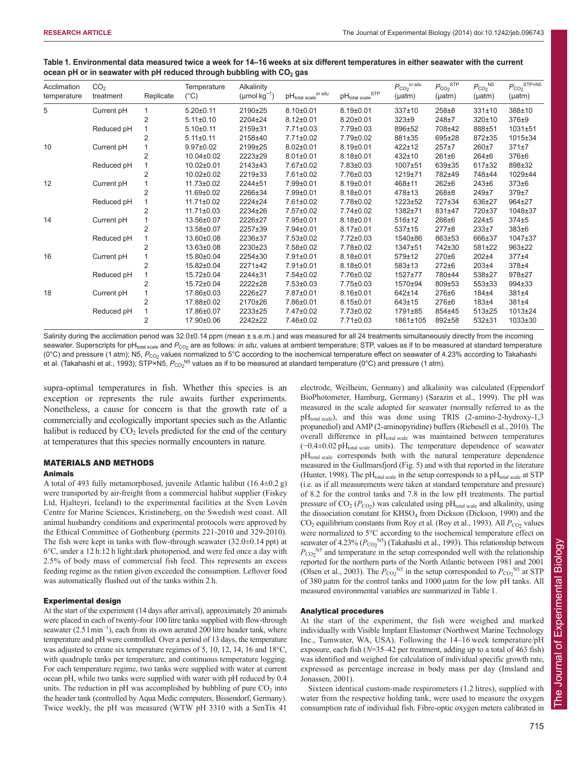**Table 1. Environmental data measured twice a week for 14–16 weeks at six different temperatures in either seawater with the current ocean pH or in seawater with pH reduced through bubbling with $CO_2$ gas**

| Acclimation temperature | $CO_2$ treatment | Replicate | Temperature (°C) | Alkalinity (μmol $kg^{-1}$) | $pH_{total\ scale}^{in\ situ}$ | $pH_{total\ scale}^{STP}$ | $P_{CO_2}^{in\ situ}$ (μatm) | $P_{CO_2}^{STP}$ (μatm) | $P_{CO_2}^{N5}$ (μatm) | $P_{CO_2}^{STP×N5}$ (μatm) |
|---|---|---|---|---|---|---|---|---|---|---|
| 5 | Current pH | 1 | 5.20±0.11 | 2190±25 | 8.10±0.01 | 8.19±0.01 | 337±10 | 258±8 | 331±10 | 388±10 |
| | | 2 | 5.11±0.10 | 2204±24 | 8.12±0.01 | 8.20±0.01 | 323±9 | 248±7 | 320±10 | 376±9 |
| | Reduced pH | 1 | 5.10±0.11 | 2159±31 | 7.71±0.03 | 7.79±0.03 | 896±52 | 708±42 | 888±51 | 1031±51 |
| | | 2 | 5.11±0.11 | 2158±40 | 7.71±0.02 | 7.79±0.02 | 881±35 | 695±28 | 872±35 | 1015±34 |
| 10 | Current pH | 1 | 9.97±0.02 | 2199±25 | 8.02±0.01 | 8.19±0.01 | 422±12 | 257±7 | 260±7 | 371±7 |
| | | 2 | 10.04±0.02 | 2223±29 | 8.01±0.01 | 8.18±0.01 | 432±10 | 261±6 | 264±6 | 376±6 |
| | Reduced pH | 1 | 10.02±0.01 | 2143±43 | 7.67±0.02 | 7.83±0.03 | 1007±51 | 639±35 | 617±32 | 898±32 |
| | | 2 | 10.02±0.02 | 2219±33 | 7.61±0.02 | 7.76±0.03 | 1219±71 | 782±49 | 748±44 | 1029±44 |
| 12 | Current pH | 1 | 11.73±0.02 | 2244±51 | 7.99±0.01 | 8.19±0.01 | 468±11 | 262±6 | 243±6 | 373±6 |
| | | 2 | 11.69±0.02 | 2266±34 | 7.99±0.01 | 8.18±0.01 | 478±13 | 268±8 | 249±7 | 379±7 |
| | Reduced pH | 1 | 11.71±0.02 | 2224±24 | 7.61±0.02 | 7.78±0.02 | 1223±52 | 727±34 | 636±27 | 964±27 |
| | | 2 | 11.71±0.03 | 2234±26 | 7.57±0.02 | 7.74±0.02 | 1382±71 | 831±47 | 720±37 | 1048±37 |
| 14 | Current pH | 1 | 13.56±0.07 | 2226±27 | 7.95±0.01 | 8.18±0.01 | 516±12 | 266±6 | 224±5 | 374±5 |
| | | 2 | 13.58±0.07 | 2257±39 | 7.94±0.01 | 8.17±0.01 | 537±15 | 277±8 | 233±7 | 383±6 |
| | Reduced pH | 1 | 13.60±0.08 | 2236±37 | 7.53±0.02 | 7.72±0.03 | 1540±86 | 863±53 | 666±37 | 1047±37 |
| | | 2 | 13.63±0.08 | 2230±23 | 7.58±0.02 | 7.78±0.02 | 1347±51 | 742±30 | 581±22 | 963±22 |
| 16 | Current pH | 1 | 15.80±0.04 | 2254±30 | 7.91±0.01 | 8.18±0.01 | 579±12 | 270±6 | 202±4 | 377±4 |
| | | 2 | 15.82±0.04 | 2271±42 | 7.91±0.01 | 8.18±0.01 | 583±13 | 272±6 | 203±4 | 378±4 |
| | Reduced pH | 1 | 15.72±0.04 | 2244±31 | 7.54±0.02 | 7.76±0.02 | 1527±77 | 780±44 | 538±27 | 978±27 |
| | | 2 | 15.72±0.04 | 2222±28 | 7.53±0.03 | 7.75±0.03 | 1570±94 | 809±53 | 553±33 | 994±33 |
| 18 | Current pH | 1 | 17.86±0.03 | 2226±27 | 7.87±0.01 | 8.16±0.01 | 642±14 | 276±6 | 184±4 | 381±4 |
| | | 2 | 17.88±0.02 | 2170±26 | 7.86±0.01 | 8.15±0.01 | 643±15 | 276±6 | 183±4 | 381±4 |
| | Reduced pH | 1 | 17.86±0.07 | 2233±25 | 7.47±0.02 | 7.73±0.02 | 1791±85 | 854±45 | 513±25 | 1013±24 |
| | | 2 | 17.90±0.06 | 2242±22 | 7.46±0.02 | 7.71±0.03 | 1861±105 | 892±58 | 532±31 | 1033±30 |

Salinity during the acclimation period was 32.0±0.14 ppm (mean ± s.e.m.) and was measured for all 24 treatments simultaneously directly from the incoming seawater. Superscripts for $pH_{total\ scale}$ and $P_{CO_2}$ are as follows: *in situ*, values at ambient temperature; STP, values as if to be measured at standard temperature (0°C) and pressure (1 atm); N5, $P_{CO_2}$ values normalized to 5°C according to the isochemical temperature effect on seawater of 4.23% according to Takahashi et al. (Takahashi et al., 1993); STP×N5, $P_{CO_2}^{N5}$ values as if to be measured at standard temperature (0°C) and pressure (1 atm).

supra-optimal temperatures in fish. Whether this species is an exception or represents the rule awaits further experiments. Nonetheless, a cause for concern is that the growth rate of a commercially and ecologically important species such as the Atlantic halibut is reduced by $CO_2$ levels predicted for the end of the century at temperatures that this species normally encounters in nature.

## MATERIALS AND METHODS

### Animals

A total of 493 fully metamorphosed, juvenile Atlantic halibut (16.4±0.2 g) were transported by air-freight from a commercial halibut supplier (Fiskey Ltd, Hjalteyri, Iceland) to the experimental facilities at the Sven Lovén Centre for Marine Sciences, Kristineberg, on the Swedish west coast. All animal husbandry conditions and experimental protocols were approved by the Ethical Committee of Gothenburg (permits 221-2010 and 329-2010). The fish were kept in tanks with flow-through seawater (32.0±0.14 ppt) at 6°C, under a 12 h:12 h light:dark photoperiod, and were fed once a day with 2.5% of body mass of commercial fish feed. This represents an excess feeding regime as the ration given exceeded the consumption. Leftover food was automatically flushed out of the tanks within 2 h.

### Experimental design

At the start of the experiment (14 days after arrival), approximately 20 animals were placed in each of twenty-four 100 litre tanks supplied with flow-through seawater (2.5 l $min^{-1}$), each from its own aerated 200 litre header tank, where temperature and pH were controlled. Over a period of 13 days, the temperature was adjusted to create six temperature regimes of 5, 10, 12, 14, 16 and 18°C, with quadruple tanks per temperature, and continuous temperature logging. For each temperature regime, two tanks were supplied with water at current ocean pH, while two tanks were supplied with water with pH reduced by 0.4 units. The reduction in pH was accomplished by bubbling of pure $CO_2$ into the header tank (controlled by Aqua Medic computers, Bissendorf, Germany). Twice weekly, the pH was measured (WTW pH 3310 with a SenTix 41 electrode, Weilheim, Germany) and alkalinity was calculated (Eppendorf BioPhotometer, Hamburg, Germany) (Sarazin et al., 1999). The pH was measured in the scale adopted for seawater (normally referred to as the $pH_{total\ scale}$), and this was done using TRIS (2-amino-2-hydroxy-1,3 propanediol) and AMP (2-aminopyridine) buffers (Riebesell et al., 2010). The overall difference in $pH_{total\ scale}$ was maintained between temperatures (−0.4±0.02 $pH_{total\ scale}$ units). The temperature dependence of seawater $pH_{total\ scale}$ corresponds both with the natural temperature dependence measured in the Gullmarsfjord (Fig. 5) and with that reported in the literature (Hunter, 1998). The $pH_{total\ scale}$ in the setup corresponds to a $pH_{total\ scale}$ at STP (i.e. as if all measurements were taken at standard temperature and pressure) of 8.2 for the control tanks and 7.8 in the low pH treatments. The partial pressure of $CO_2$ ($P_{CO_2}$) was calculated using $pH_{total\ scale}$ and alkalinity, using the dissociation constant for $KHSO_4$ from Dickson (Dickson, 1990) and the $CO_2$ equilibrium constants from Roy et al. (Roy et al., 1993). All $P_{CO_2}$ values were normalized to 5°C according to the isochemical temperature effect on seawater of 4.23% ($P_{CO_2}^{N5}$) (Takahashi et al., 1993). This relationship between $P_{CO_2}^{N5}$ and temperature in the setup corresponded well with the relationship reported for the northern parts of the North Atlantic between 1981 and 2001 (Olsen et al., 2003). The $P_{CO_2}^{N5}$ in the setup corresponded to $P_{CO_2}^{N5}$ at STP of 380 μatm for the control tanks and 1000 μatm for the low pH tanks. All measured environmental variables are summarized in Table 1.

### Analytical procedures

At the start of the experiment, the fish were weighed and marked individually with Visible Implant Elastomer (Northwest Marine Technology Inc., Tumwater, WA, USA). Following the 14–16 week temperature/pH exposure, each fish ($N$=35–42 per treatment, adding up to a total of 463 fish) was identified and weighed for calculation of individual specific growth rate, expressed as percentage increase in body mass per day (Imsland and Jonassen, 2001).

Sixteen identical custom-made respirometers (1.2 litres), supplied with water from the respective holding tank, were used to measure the oxygen consumption rate of individual fish. Fibre-optic oxygen meters calibrated in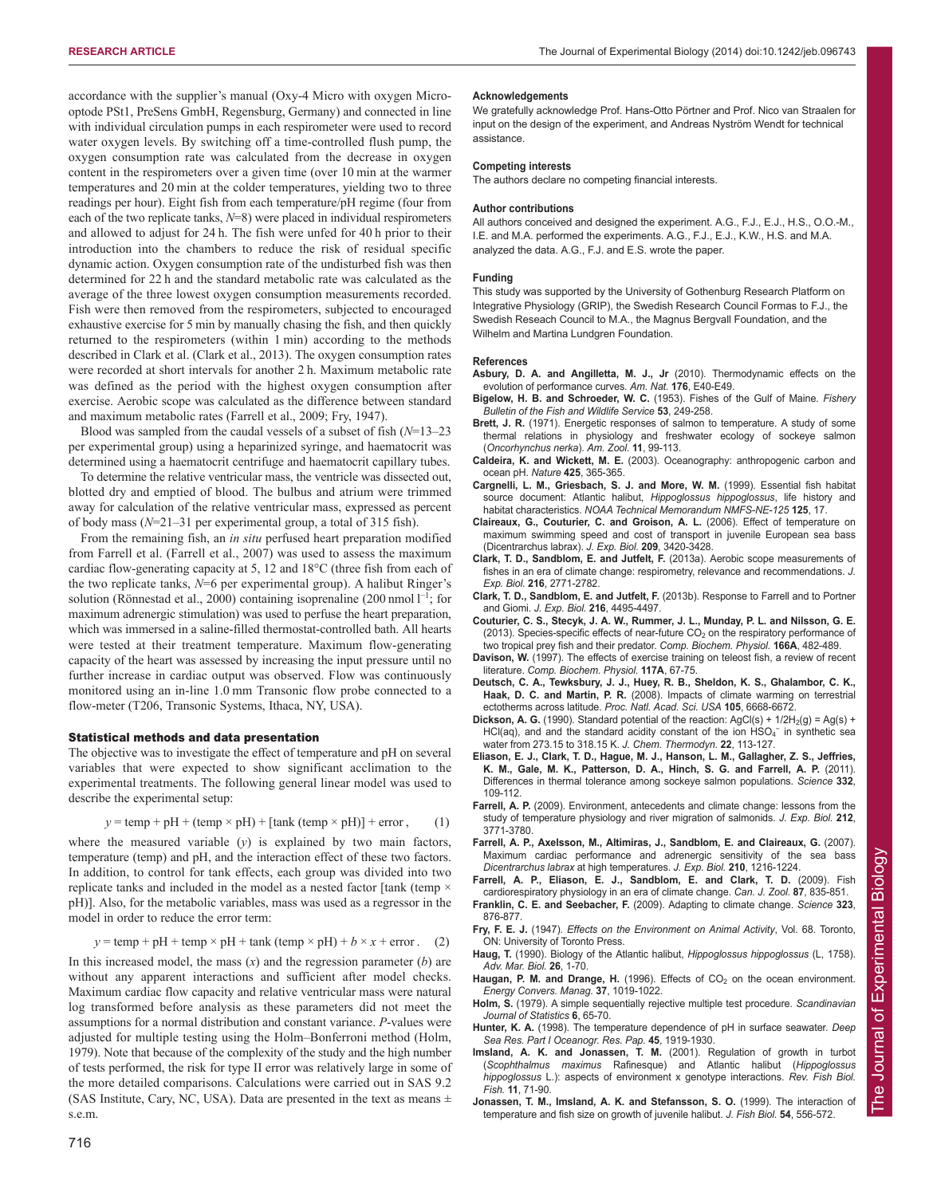accordance with the supplier's manual (Oxy-4 Micro with oxygen Micro-optode PSt1, PreSens GmbH, Regensburg, Germany) and connected in line with individual circulation pumps in each respirometer were used to record water oxygen levels. By switching off a time-controlled flush pump, the oxygen consumption rate was calculated from the decrease in oxygen content in the respirometers over a given time (over 10 min at the warmer temperatures and 20 min at the colder temperatures, yielding two to three readings per hour). Eight fish from each temperature/pH regime (four from each of the two replicate tanks, $N$=8) were placed in individual respirometers and allowed to adjust for 24 h. The fish were unfed for 40 h prior to their introduction into the chambers to reduce the risk of residual specific dynamic action. Oxygen consumption rate of the undisturbed fish was then determined for 22 h and the standard metabolic rate was calculated as the average of the three lowest oxygen consumption measurements recorded. Fish were then removed from the respirometers, subjected to encouraged exhaustive exercise for 5 min by manually chasing the fish, and then quickly returned to the respirometers (within 1 min) according to the methods described in Clark et al. (Clark et al., 2013). The oxygen consumption rates were recorded at short intervals for another 2 h. Maximum metabolic rate was defined as the period with the highest oxygen consumption after exercise. Aerobic scope was calculated as the difference between standard and maximum metabolic rates (Farrell et al., 2009; Fry, 1947).

Blood was sampled from the caudal vessels of a subset of fish ($N$=13–23 per experimental group) using a heparinized syringe, and haematocrit was determined using a haematocrit centrifuge and haematocrit capillary tubes.

To determine the relative ventricular mass, the ventricle was dissected out, blotted dry and emptied of blood. The bulbus and atrium were trimmed away for calculation of the relative ventricular mass, expressed as percent of body mass ($N$=21–31 per experimental group, a total of 315 fish).

From the remaining fish, an *in situ* perfused heart preparation modified from Farrell et al. (Farrell et al., 2007) was used to assess the maximum cardiac flow-generating capacity at 5, 12 and 18°C (three fish from each of the two replicate tanks, $N$=6 per experimental group). A halibut Ringer's solution (Rønnestad et al., 2000) containing isoprenaline (200 nmol $l^{-1}$; for maximum adrenergic stimulation) was used to perfuse the heart preparation, which was immersed in a saline-filled thermostat-controlled bath. All hearts were tested at their treatment temperature. Maximum flow-generating capacity of the heart was assessed by increasing the input pressure until no further increase in cardiac output was observed. Flow was continuously monitored using an in-line 1.0 mm Transonic flow probe connected to a flow-meter (T206, Transonic Systems, Ithaca, NY, USA).

### Statistical methods and data presentation

The objective was to investigate the effect of temperature and pH on several variables that were expected to show significant acclimation to the experimental treatments. The following general linear model was used to describe the experimental setup:

$$y = \text{temp} + \text{pH} + (\text{temp} \times \text{pH}) + [\text{tank}(\text{temp} \times \text{pH})] + \text{error}\,, \qquad (1)$$

where the measured variable ($y$) is explained by two main factors, temperature (temp) and pH, and the interaction effect of these two factors. In addition, to control for tank effects, each group was divided into two replicate tanks and included in the model as a nested factor [tank (temp × pH)]. Also, for the metabolic variables, mass was used as a regressor in the model in order to reduce the error term:

$$y = \text{temp} + \text{pH} + \text{temp} \times \text{pH} + \text{tank}(\text{temp} \times \text{pH}) + b \times x + \text{error}\,. \qquad (2)$$

In this increased model, the mass ($x$) and the regression parameter ($b$) are without any apparent interactions and sufficient after model checks. Maximum cardiac flow capacity and relative ventricular mass were natural log transformed before analysis as these parameters did not meet the assumptions for a normal distribution and constant variance. $P$-values were adjusted for multiple testing using the Holm–Bonferroni method (Holm, 1979). Note that because of the complexity of the study and the high number of tests performed, the risk for type II error was relatively large in some of the more detailed comparisons. Calculations were carried out in SAS 9.2 (SAS Institute, Cary, NC, USA). Data are presented in the text as means ± s.e.m.

#### Acknowledgements

We gratefully acknowledge Prof. Hans-Otto Pörtner and Prof. Nico van Straalen for input on the design of the experiment, and Andreas Nyström Wendt for technical assistance.

#### Competing interests

The authors declare no competing financial interests.

#### Author contributions

All authors conceived and designed the experiment. A.G., F.J., E.J., H.S., O.O.-M., I.E. and M.A. performed the experiments. A.G., F.J., E.J., K.W., H.S. and M.A. analyzed the data. A.G., F.J. and E.S. wrote the paper.

#### Funding

This study was supported by the University of Gothenburg Research Platform on Integrative Physiology (GRIP), the Swedish Research Council Formas to F.J., the Swedish Reseach Council to M.A., the Magnus Bergvall Foundation, and the Wilhelm and Martina Lundgren Foundation.

#### References

**Asbury, D. A. and Angilletta, M. J., Jr** (2010). Thermodynamic effects on the evolution of performance curves. *Am. Nat.* **176**, E40-E49.

**Bigelow, H. B. and Schroeder, W. C.** (1953). Fishes of the Gulf of Maine. *Fishery Bulletin of the Fish and Wildlife Service* **53**, 249-258.

**Brett, J. R.** (1971). Energetic responses of salmon to temperature. A study of some thermal relations in physiology and freshwater ecology of sockeye salmon (*Oncorhynchus nerka*). *Am. Zool.* **11**, 99-113.

**Caldeira, K. and Wickett, M. E.** (2003). Oceanography: anthropogenic carbon and ocean pH. *Nature* **425**, 365-365.

**Cargnelli, L. M., Griesbach, S. J. and More, W. M.** (1999). Essential fish habitat source document: Atlantic halibut, *Hippoglossus hippoglossus*, life history and habitat characteristics. *NOAA Technical Memorandum NMFS-NE-125* **125**, 17.

**Claireaux, G., Couturier, C. and Groison, A. L.** (2006). Effect of temperature on maximum swimming speed and cost of transport in juvenile European sea bass (Dicentrarchus labrax). *J. Exp. Biol.* **209**, 3420-3428.

**Clark, T. D., Sandblom, E. and Jutfelt, F.** (2013a). Aerobic scope measurements of fishes in an era of climate change: respirometry, relevance and recommendations. *J. Exp. Biol.* **216**, 2771-2782.

**Clark, T. D., Sandblom, E. and Jutfelt, F.** (2013b). Response to Farrell and to Portner and Giomi. *J. Exp. Biol.* **216**, 4495-4497.

**Couturier, C. S., Stecyk, J. A. W., Rummer, J. L., Munday, P. L. and Nilsson, G. E.** (2013). Species-specific effects of near-future $CO_2$ on the respiratory performance of two tropical prey fish and their predator. *Comp. Biochem. Physiol.* **166A**, 482-489.

**Davison, W.** (1997). The effects of exercise training on teleost fish, a review of recent literature. *Comp. Biochem. Physiol.* **117A**, 67-75.

**Deutsch, C. A., Tewksbury, J. J., Huey, R. B., Sheldon, K. S., Ghalambor, C. K., Haak, D. C. and Martin, P. R.** (2008). Impacts of climate warming on terrestrial ectotherms across latitude. *Proc. Natl. Acad. Sci. USA* **105**, 6668-6672.

**Dickson, A. G.** (1990). Standard potential of the reaction: $AgCl(s) + 1/2H_2(g) = Ag(s) + HCl(aq)$, and and the standard acidity constant of the ion $HSO_4^-$ in synthetic sea water from 273.15 to 318.15 K. *J. Chem. Thermodyn.* **22**, 113-127.

**Eliason, E. J., Clark, T. D., Hague, M. J., Hanson, L. M., Gallagher, Z. S., Jeffries, K. M., Gale, M. K., Patterson, D. A., Hinch, S. G. and Farrell, A. P.** (2011). Differences in thermal tolerance among sockeye salmon populations. *Science* **332**, 109-112.

**Farrell, A. P.** (2009). Environment, antecedents and climate change: lessons from the study of temperature physiology and river migration of salmonids. *J. Exp. Biol.* **212**, 3771-3780.

**Farrell, A. P., Axelsson, M., Altimiras, J., Sandblom, E. and Claireaux, G.** (2007). Maximum cardiac performance and adrenergic sensitivity of the sea bass *Dicentrarchus labrax* at high temperatures. *J. Exp. Biol.* **210**, 1216-1224.

**Farrell, A. P., Eliason, E. J., Sandblom, E. and Clark, T. D.** (2009). Fish cardiorespiratory physiology in an era of climate change. *Can. J. Zool.* **87**, 835-851.

**Franklin, C. E. and Seebacher, F.** (2009). Adapting to climate change. *Science* **323**, 876-877.

**Fry, F. E. J.** (1947). *Effects on the Environment on Animal Activity*, Vol. 68. Toronto, ON: University of Toronto Press.

**Haug, T.** (1990). Biology of the Atlantic halibut, *Hippoglossus hippoglossus* (L, 1758). *Adv. Mar. Biol.* **26**, 1-70.

**Haugan, P. M. and Drange, H.** (1996). Effects of $CO_2$ on the ocean environment. *Energy Convers. Manag.* **37**, 1019-1022.

**Holm, S.** (1979). A simple sequentially rejective multiple test procedure. *Scandinavian Journal of Statistics* **6**, 65-70.

**Hunter, K. A.** (1998). The temperature dependence of pH in surface seawater. *Deep Sea Res. Part I Oceanogr. Res. Pap.* **45**, 1919-1930.

**Imsland, A. K. and Jonassen, T. M.** (2001). Regulation of growth in turbot (*Scophthalmus maximus* Rafinesque) and Atlantic halibut (*Hippoglossus hippoglossus* L.): aspects of environment x genotype interactions. *Rev. Fish Biol. Fish.* **11**, 71-90.

**Jonassen, T. M., Imsland, A. K. and Stefansson, S. O.** (1999). The interaction of temperature and fish size on growth of juvenile halibut. *J. Fish Biol.* **54**, 556-572.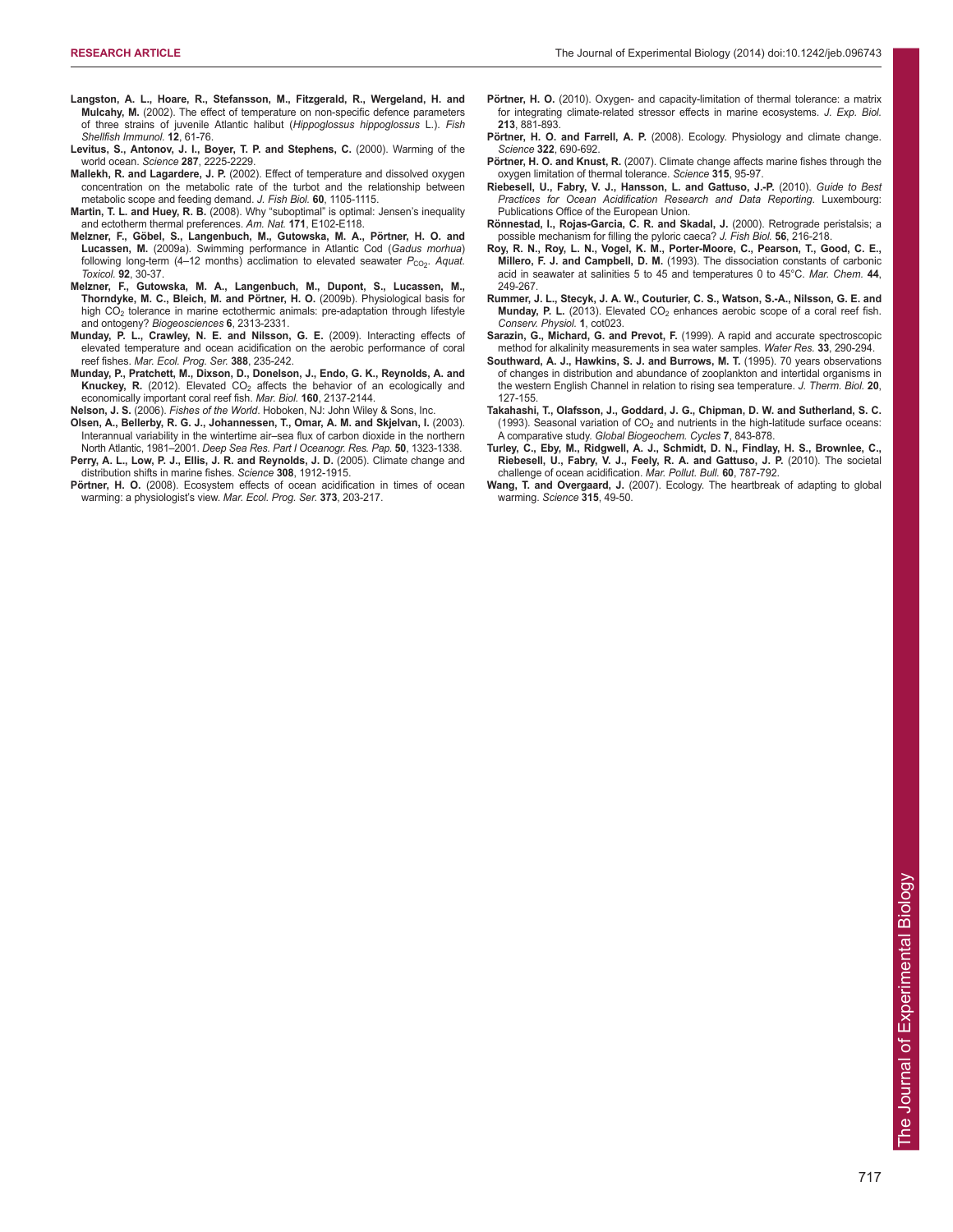**Langston, A. L., Hoare, R., Stefansson, M., Fitzgerald, R., Wergeland, H. and Mulcahy, M.** (2002). The effect of temperature on non-specific defence parameters of three strains of juvenile Atlantic halibut (*Hippoglossus hippoglossus* L.). *Fish Shellfish Immunol.* **12**, 61-76.

**Levitus, S., Antonov, J. I., Boyer, T. P. and Stephens, C.** (2000). Warming of the world ocean. *Science* **287**, 2225-2229.

**Mallekh, R. and Lagardere, J. P.** (2002). Effect of temperature and dissolved oxygen concentration on the metabolic rate of the turbot and the relationship between metabolic scope and feeding demand. *J. Fish Biol.* **60**, 1105-1115.

**Martin, T. L. and Huey, R. B.** (2008). Why "suboptimal" is optimal: Jensen's inequality and ectotherm thermal preferences. *Am. Nat.* **171**, E102-E118.

**Melzner, F., Göbel, S., Langenbuch, M., Gutowska, M. A., Pörtner, H. O. and Lucassen, M.** (2009a). Swimming performance in Atlantic Cod (*Gadus morhua*) following long-term (4–12 months) acclimation to elevated seawater $P_{CO_2}$. *Aquat. Toxicol.* **92**, 30-37.

**Melzner, F., Gutowska, M. A., Langenbuch, M., Dupont, S., Lucassen, M., Thorndyke, M. C., Bleich, M. and Pörtner, H. O.** (2009b). Physiological basis for high $CO_2$ tolerance in marine ectothermic animals: pre-adaptation through lifestyle and ontogeny? *Biogeosciences* **6**, 2313-2331.

**Munday, P. L., Crawley, N. E. and Nilsson, G. E.** (2009). Interacting effects of elevated temperature and ocean acidification on the aerobic performance of coral reef fishes. *Mar. Ecol. Prog. Ser.* **388**, 235-242.

**Munday, P., Pratchett, M., Dixson, D., Donelson, J., Endo, G. K., Reynolds, A. and Knuckey, R.** (2012). Elevated $CO_2$ affects the behavior of an ecologically and economically important coral reef fish. *Mar. Biol.* **160**, 2137-2144.

**Nelson, J. S.** (2006). *Fishes of the World*. Hoboken, NJ: John Wiley & Sons, Inc.

**Olsen, A., Bellerby, R. G. J., Johannessen, T., Omar, A. M. and Skjelvan, I.** (2003). Interannual variability in the wintertime air–sea flux of carbon dioxide in the northern North Atlantic, 1981–2001. *Deep Sea Res. Part I Oceanogr. Res. Pap.* **50**, 1323-1338.

**Perry, A. L., Low, P. J., Ellis, J. R. and Reynolds, J. D.** (2005). Climate change and distribution shifts in marine fishes. *Science* **308**, 1912-1915.

**Pörtner, H. O.** (2008). Ecosystem effects of ocean acidification in times of ocean warming: a physiologist's view. *Mar. Ecol. Prog. Ser.* **373**, 203-217.

**Pörtner, H. O.** (2010). Oxygen- and capacity-limitation of thermal tolerance: a matrix for integrating climate-related stressor effects in marine ecosystems. *J. Exp. Biol.* **213**, 881-893.

**Pörtner, H. O. and Farrell, A. P.** (2008). Ecology. Physiology and climate change. *Science* **322**, 690-692.

**Pörtner, H. O. and Knust, R.** (2007). Climate change affects marine fishes through the oxygen limitation of thermal tolerance. *Science* **315**, 95-97.

**Riebesell, U., Fabry, V. J., Hansson, L. and Gattuso, J.-P.** (2010). *Guide to Best Practices for Ocean Acidification Research and Data Reporting*. Luxembourg: Publications Office of the European Union.

**Rönnestad, I., Rojas-Garcia, C. R. and Skadal, J.** (2000). Retrograde peristalsis; a possible mechanism for filling the pyloric caeca? *J. Fish Biol.* **56**, 216-218.

**Roy, R. N., Roy, L. N., Vogel, K. M., Porter-Moore, C., Pearson, T., Good, C. E., Millero, F. J. and Campbell, D. M.** (1993). The dissociation constants of carbonic acid in seawater at salinities 5 to 45 and temperatures 0 to 45°C. *Mar. Chem.* **44**, 249-267.

**Rummer, J. L., Stecyk, J. A. W., Couturier, C. S., Watson, S.-A., Nilsson, G. E. and Munday, P. L.** (2013). Elevated $CO_2$ enhances aerobic scope of a coral reef fish. *Conserv. Physiol.* **1**, cot023.

**Sarazin, G., Michard, G. and Prevot, F.** (1999). A rapid and accurate spectroscopic method for alkalinity measurements in sea water samples. *Water Res.* **33**, 290-294.

**Southward, A. J., Hawkins, S. J. and Burrows, M. T.** (1995). 70 years observations of changes in distribution and abundance of zooplankton and intertidal organisms in the western English Channel in relation to rising sea temperature. *J. Therm. Biol.* **20**, 127-155.

**Takahashi, T., Olafsson, J., Goddard, J. G., Chipman, D. W. and Sutherland, S. C.** (1993). Seasonal variation of $CO_2$ and nutrients in the high-latitude surface oceans: A comparative study. *Global Biogeochem. Cycles* **7**, 843-878.

**Turley, C., Eby, M., Ridgwell, A. J., Schmidt, D. N., Findlay, H. S., Brownlee, C., Riebesell, U., Fabry, V. J., Feely, R. A. and Gattuso, J. P.** (2010). The societal challenge of ocean acidification. *Mar. Pollut. Bull.* **60**, 787-792.

**Wang, T. and Overgaard, J.** (2007). Ecology. The heartbreak of adapting to global warming. *Science* **315**, 49-50.